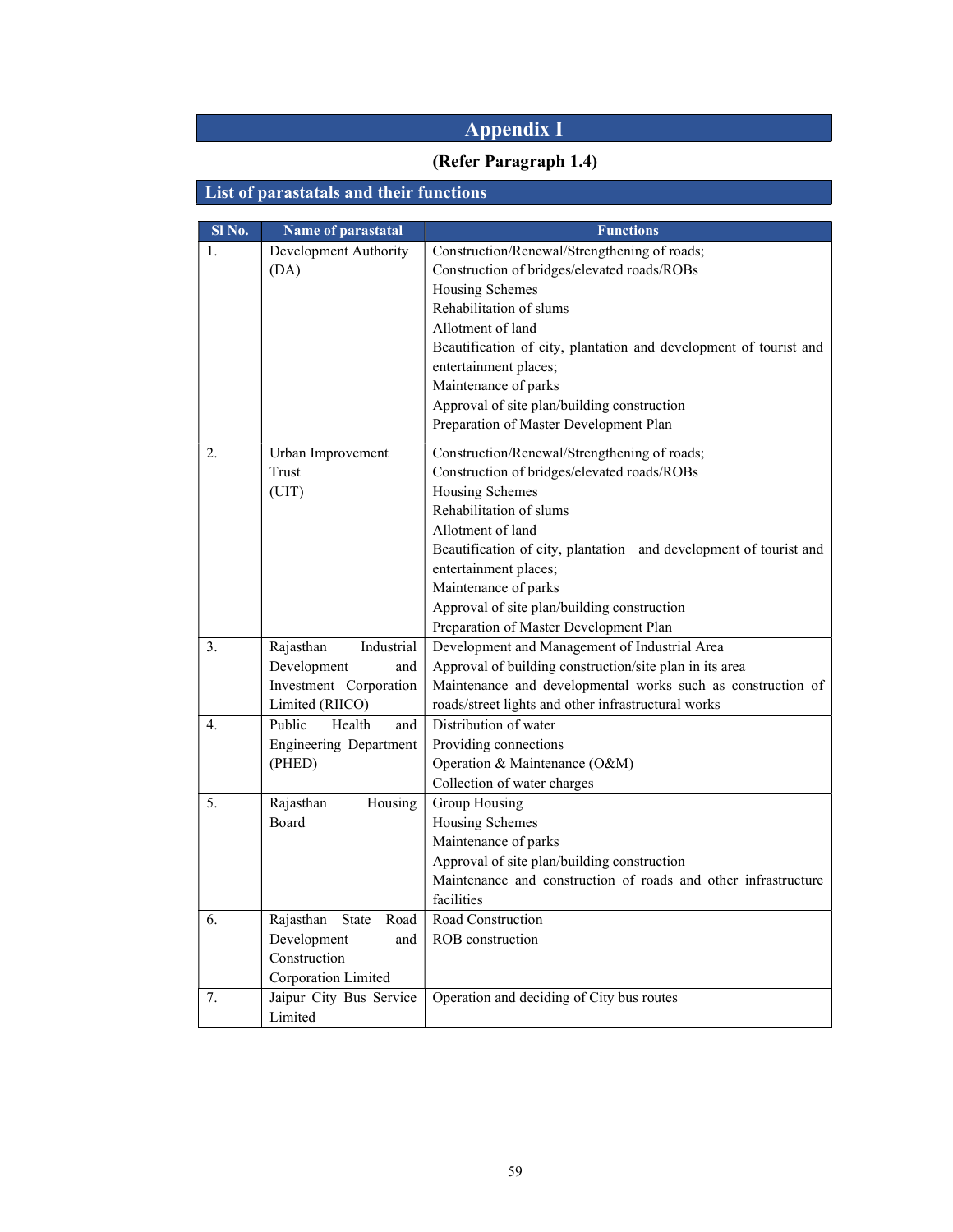# Appendix I

**(Refer Paragraph 1.4)**

## List of parastatals and their functions

| Sl No. | Name of parastatal | Functions |
|---|---|---|
| 1. | Development Authority (DA) | Construction/Renewal/Strengthening of roads;<br>Construction of bridges/elevated roads/ROBs<br>Housing Schemes<br>Rehabilitation of slums<br>Allotment of land<br>Beautification of city, plantation and development of tourist and entertainment places;<br>Maintenance of parks<br>Approval of site plan/building construction<br>Preparation of Master Development Plan |
| 2. | Urban Improvement Trust (UIT) | Construction/Renewal/Strengthening of roads;<br>Construction of bridges/elevated roads/ROBs<br>Housing Schemes<br>Rehabilitation of slums<br>Allotment of land<br>Beautification of city, plantation and development of tourist and entertainment places;<br>Maintenance of parks<br>Approval of site plan/building construction<br>Preparation of Master Development Plan |
| 3. | Rajasthan Industrial Development and Investment Corporation Limited (RIICO) | Development and Management of Industrial Area<br>Approval of building construction/site plan in its area<br>Maintenance and developmental works such as construction of roads/street lights and other infrastructural works |
| 4. | Public Health and Engineering Department (PHED) | Distribution of water<br>Providing connections<br>Operation & Maintenance (O&M)<br>Collection of water charges |
| 5. | Rajasthan Housing Board | Group Housing<br>Housing Schemes<br>Maintenance of parks<br>Approval of site plan/building construction<br>Maintenance and construction of roads and other infrastructure facilities |
| 6. | Rajasthan State Road Development and Construction Corporation Limited | Road Construction<br>ROB construction |
| 7. | Jaipur City Bus Service Limited | Operation and deciding of City bus routes |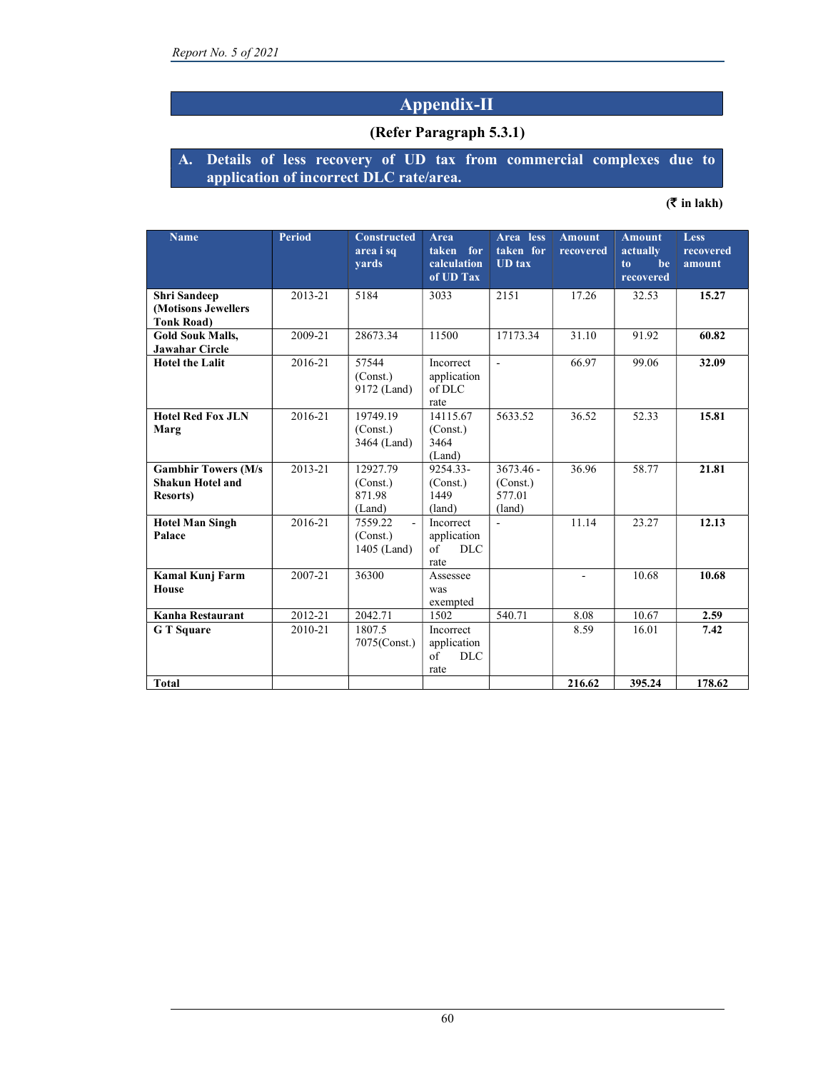# Appendix-II

**(Refer Paragraph 5.3.1)**

## A. Details of less recovery of UD tax from commercial complexes due to application of incorrect DLC rate/area.

**(₹ in lakh)**

| Name | Period | Constructed area i sq yards | Area taken for calculation of UD Tax | Area less taken for UD tax | Amount recovered | Amount actually to be recovered | Less recovered amount |
|---|---|---|---|---|---|---|---|
| **Shri Sandeep (Motisons Jewellers Tonk Road)** | 2013-21 | 5184 | 3033 | 2151 | 17.26 | 32.53 | **15.27** |
| **Gold Souk Malls, Jawahar Circle** | 2009-21 | 28673.34 | 11500 | 17173.34 | 31.10 | 91.92 | **60.82** |
| **Hotel the Lalit** | 2016-21 | 57544 (Const.) 9172 (Land) | Incorrect application of DLC rate | - | 66.97 | 99.06 | **32.09** |
| **Hotel Red Fox JLN Marg** | 2016-21 | 19749.19 (Const.) 3464 (Land) | 14115.67 (Const.) 3464 (Land) | 5633.52 | 36.52 | 52.33 | **15.81** |
| **Gambhir Towers (M/s Shakun Hotel and Resorts)** | 2013-21 | 12927.79 (Const.) 871.98 (Land) | 9254.33- (Const.) 1449 (land) | 3673.46 - (Const.) 577.01 (land) | 36.96 | 58.77 | **21.81** |
| **Hotel Man Singh Palace** | 2016-21 | 7559.22 - (Const.) 1405 (Land) | Incorrect application of DLC rate | - | 11.14 | 23.27 | **12.13** |
| **Kamal Kunj Farm House** | 2007-21 | 36300 | Assessee was exempted | | - | 10.68 | **10.68** |
| **Kanha Restaurant** | 2012-21 | 2042.71 | 1502 | 540.71 | 8.08 | 10.67 | **2.59** |
| **G T Square** | 2010-21 | 1807.5 7075(Const.) | Incorrect application of DLC rate | | 8.59 | 16.01 | **7.42** |
| **Total** | | | | | **216.62** | **395.24** | **178.62** |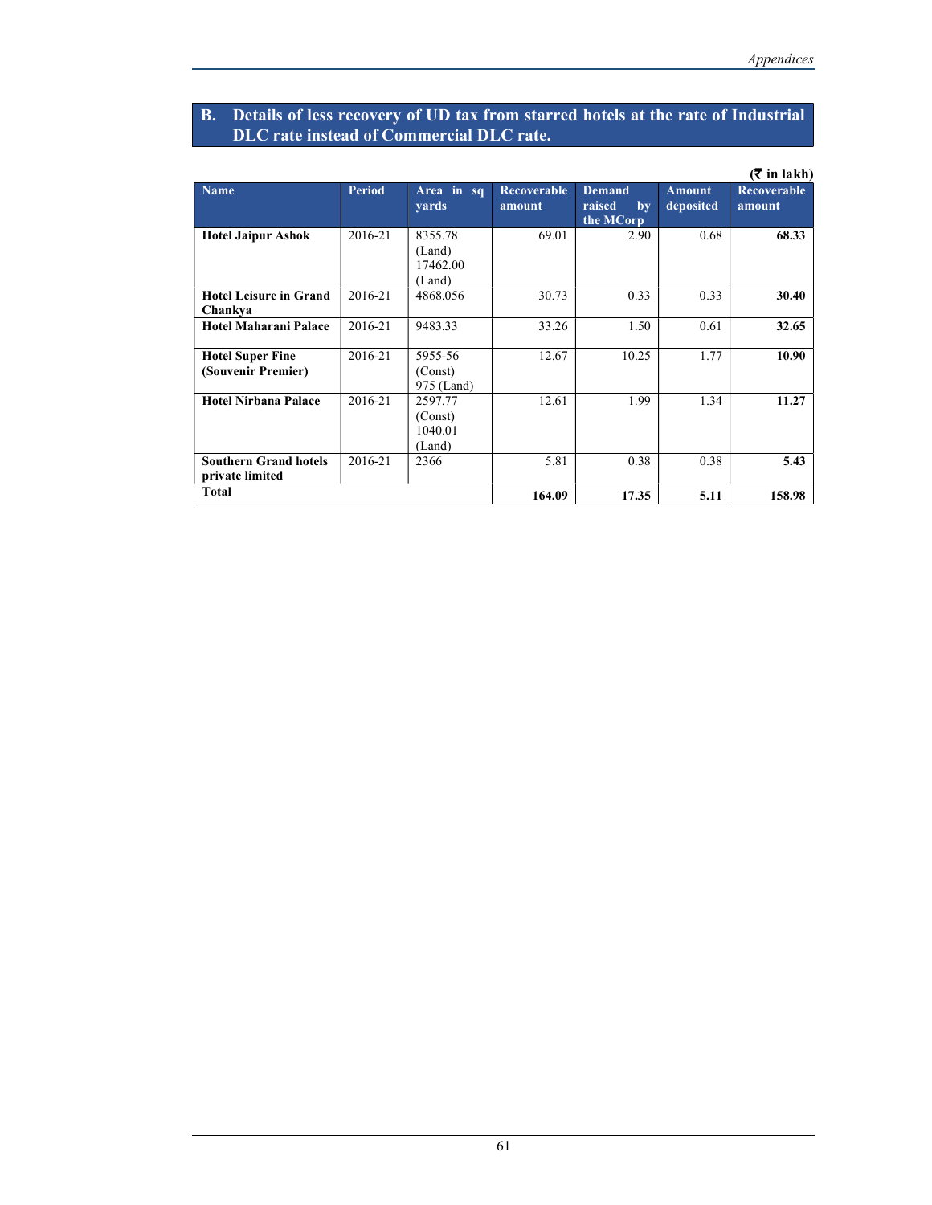## B. Details of less recovery of UD tax from starred hotels at the rate of Industrial DLC rate instead of Commercial DLC rate.

(₹ in lakh)

| Name | Period | Area in sq yards | Recoverable amount | Demand raised by the MCorp | Amount deposited | Recoverable amount |
|---|---|---|---|---|---|---|
| **Hotel Jaipur Ashok** | 2016-21 | 8355.78 (Land) 17462.00 (Land) | 69.01 | 2.90 | 0.68 | **68.33** |
| **Hotel Leisure in Grand Chankya** | 2016-21 | 4868.056 | 30.73 | 0.33 | 0.33 | **30.40** |
| **Hotel Maharani Palace** | 2016-21 | 9483.33 | 33.26 | 1.50 | 0.61 | **32.65** |
| **Hotel Super Fine (Souvenir Premier)** | 2016-21 | 5955-56 (Const) 975 (Land) | 12.67 | 10.25 | 1.77 | **10.90** |
| **Hotel Nirbana Palace** | 2016-21 | 2597.77 (Const) 1040.01 (Land) | 12.61 | 1.99 | 1.34 | **11.27** |
| **Southern Grand hotels private limited** | 2016-21 | 2366 | 5.81 | 0.38 | 0.38 | **5.43** |
| **Total** | | | **164.09** | **17.35** | **5.11** | **158.98** |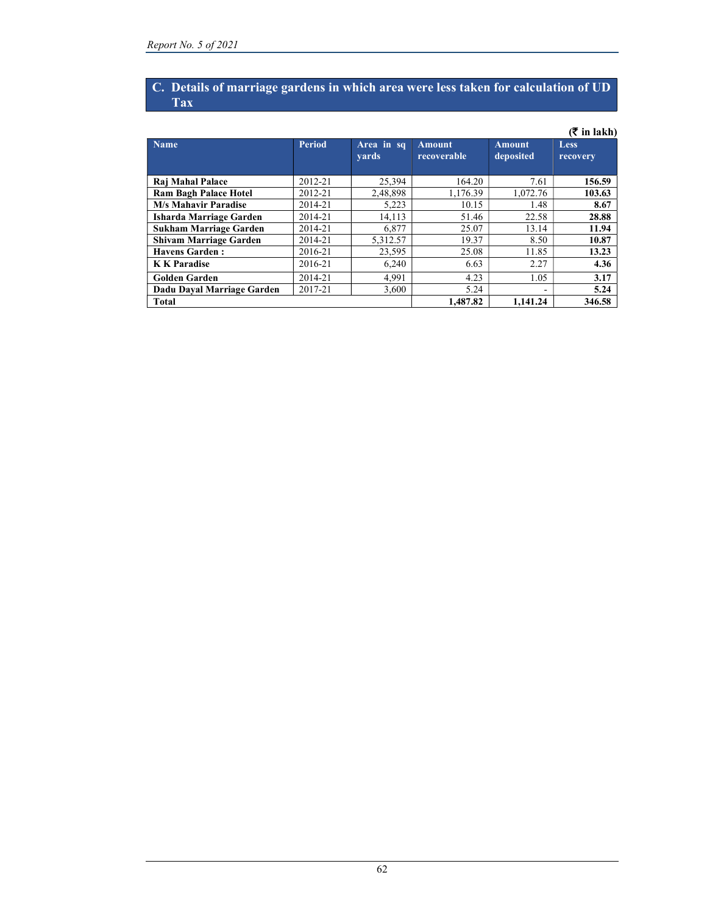## C. Details of marriage gardens in which area were less taken for calculation of UD Tax

(₹ in lakh)

| Name | Period | Area in sq yards | Amount recoverable | Amount deposited | Less recovery |
|---|---|---|---|---|---|
| **Raj Mahal Palace** | 2012-21 | 25,394 | 164.20 | 7.61 | **156.59** |
| **Ram Bagh Palace Hotel** | 2012-21 | 2,48,898 | 1,176.39 | 1,072.76 | **103.63** |
| **M/s Mahavir Paradise** | 2014-21 | 5,223 | 10.15 | 1.48 | **8.67** |
| **Isharda Marriage Garden** | 2014-21 | 14,113 | 51.46 | 22.58 | **28.88** |
| **Sukham Marriage Garden** | 2014-21 | 6,877 | 25.07 | 13.14 | **11.94** |
| **Shivam Marriage Garden** | 2014-21 | 5,312.57 | 19.37 | 8.50 | **10.87** |
| **Havens Garden :** | 2016-21 | 23,595 | 25.08 | 11.85 | **13.23** |
| **K K Paradise** | 2016-21 | 6,240 | 6.63 | 2.27 | **4.36** |
| **Golden Garden** | 2014-21 | 4,991 | 4.23 | 1.05 | **3.17** |
| **Dadu Dayal Marriage Garden** | 2017-21 | 3,600 | 5.24 | - | **5.24** |
| **Total** | | | **1,487.82** | **1,141.24** | **346.58** |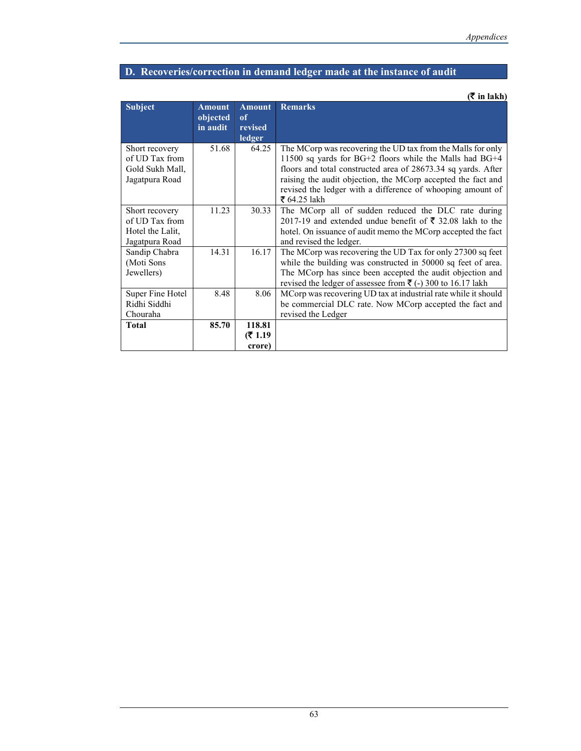## D. Recoveries/correction in demand ledger made at the instance of audit

**(₹ in lakh)**

| Subject | Amount objected in audit | Amount of revised ledger | Remarks |
|---|---|---|---|
| Short recovery of UD Tax from Gold Sukh Mall, Jagatpura Road | 51.68 | 64.25 | The MCorp was recovering the UD tax from the Malls for only 11500 sq yards for BG+2 floors while the Malls had BG+4 floors and total constructed area of 28673.34 sq yards. After raising the audit objection, the MCorp accepted the fact and revised the ledger with a difference of whooping amount of ₹ 64.25 lakh |
| Short recovery of UD Tax from Hotel the Lalit, Jagatpura Road | 11.23 | 30.33 | The MCorp all of sudden reduced the DLC rate during 2017-19 and extended undue benefit of ₹ 32.08 lakh to the hotel. On issuance of audit memo the MCorp accepted the fact and revised the ledger. |
| Sandip Chabra (Moti Sons Jewellers) | 14.31 | 16.17 | The MCorp was recovering the UD Tax for only 27300 sq feet while the building was constructed in 50000 sq feet of area. The MCorp has since been accepted the audit objection and revised the ledger of assessee from ₹ (-) 300 to 16.17 lakh |
| Super Fine Hotel Ridhi Siddhi Chouraha | 8.48 | 8.06 | MCorp was recovering UD tax at industrial rate while it should be commercial DLC rate. Now MCorp accepted the fact and revised the Ledger |
| **Total** | **85.70** | **118.81 (₹ 1.19 crore)** | |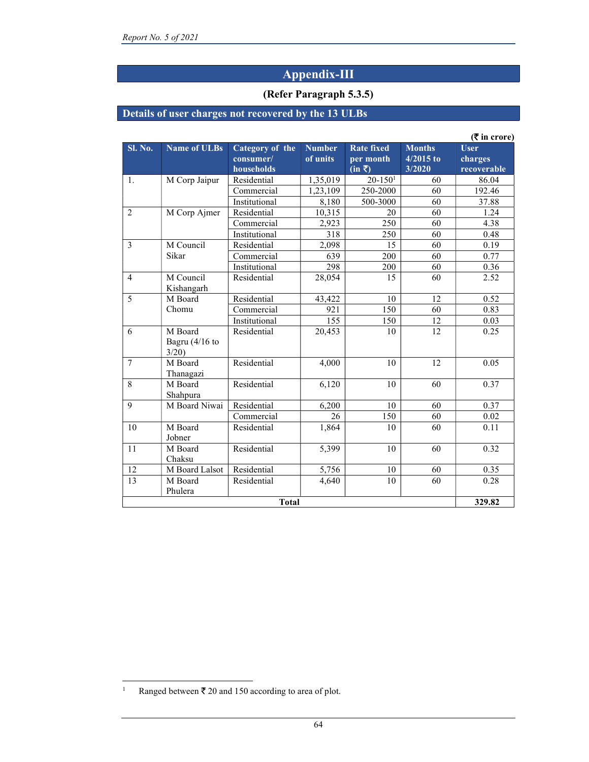# Appendix-III

**(Refer Paragraph 5.3.5)**

## Details of user charges not recovered by the 13 ULBs

**(₹ in crore)**

| Sl. No. | Name of ULBs | Category of the consumer/ households | Number of units | Rate fixed per month (in ₹) | Months 4/2015 to 3/2020 | User charges recoverable |
|---|---|---|---|---|---|---|
| 1. | M Corp Jaipur | Residential | 1,35,019 | 20-150[1] | 60 | 86.04 |
| | | Commercial | 1,23,109 | 250-2000 | 60 | 192.46 |
| | | Institutional | 8,180 | 500-3000 | 60 | 37.88 |
| 2 | M Corp Ajmer | Residential | 10,315 | 20 | 60 | 1.24 |
| | | Commercial | 2,923 | 250 | 60 | 4.38 |
| | | Institutional | 318 | 250 | 60 | 0.48 |
| 3 | M Council Sikar | Residential | 2,098 | 15 | 60 | 0.19 |
| | | Commercial | 639 | 200 | 60 | 0.77 |
| | | Institutional | 298 | 200 | 60 | 0.36 |
| 4 | M Council Kishangarh | Residential | 28,054 | 15 | 60 | 2.52 |
| 5 | M Board Chomu | Residential | 43,422 | 10 | 12 | 0.52 |
| | | Commercial | 921 | 150 | 60 | 0.83 |
| | | Institutional | 155 | 150 | 12 | 0.03 |
| 6 | M Board Bagru (4/16 to 3/20) | Residential | 20,453 | 10 | 12 | 0.25 |
| 7 | M Board Thanagazi | Residential | 4,000 | 10 | 12 | 0.05 |
| 8 | M Board Shahpura | Residential | 6,120 | 10 | 60 | 0.37 |
| 9 | M Board Niwai | Residential | 6,200 | 10 | 60 | 0.37 |
| | | Commercial | 26 | 150 | 60 | 0.02 |
| 10 | M Board Jobner | Residential | 1,864 | 10 | 60 | 0.11 |
| 11 | M Board Chaksu | Residential | 5,399 | 10 | 60 | 0.32 |
| 12 | M Board Lalsot | Residential | 5,756 | 10 | 60 | 0.35 |
| 13 | M Board Phulera | Residential | 4,640 | 10 | 60 | 0.28 |
| **Total** | | | | | | **329.82** |

[1] Ranged between ₹ 20 and 150 according to area of plot.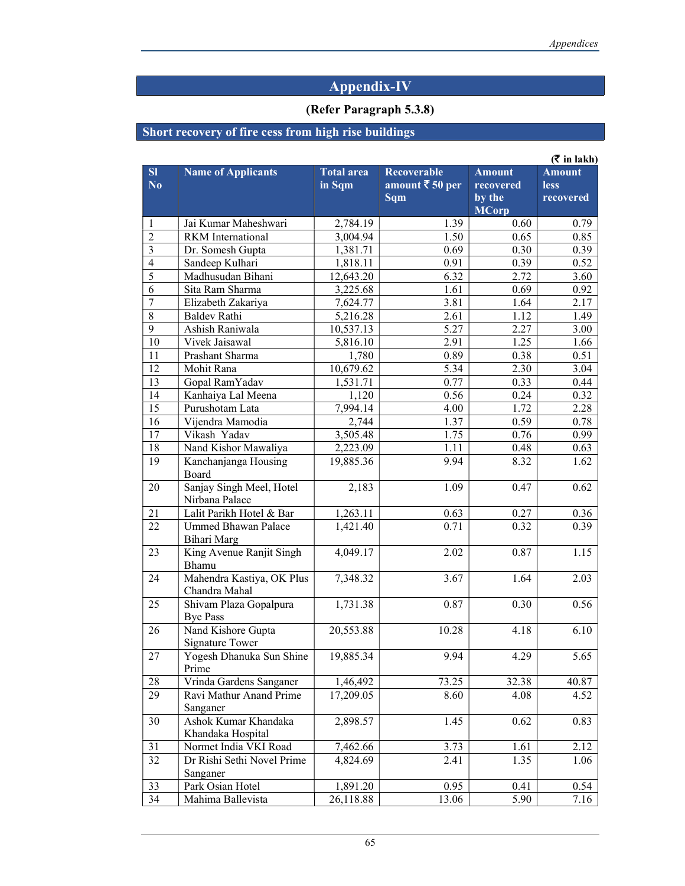# Appendix-IV

**(Refer Paragraph 5.3.8)**

## Short recovery of fire cess from high rise buildings

**(₹ in lakh)**

| Sl No | Name of Applicants | Total area in Sqm | Recoverable amount ₹ 50 per Sqm | Amount recovered by the MCorp | Amount less recovered |
|---|---|---|---|---|---|
| 1 | Jai Kumar Maheshwari | 2,784.19 | 1.39 | 0.60 | 0.79 |
| 2 | RKM International | 3,004.94 | 1.50 | 0.65 | 0.85 |
| 3 | Dr. Somesh Gupta | 1,381.71 | 0.69 | 0.30 | 0.39 |
| 4 | Sandeep Kulhari | 1,818.11 | 0.91 | 0.39 | 0.52 |
| 5 | Madhusudan Bihani | 12,643.20 | 6.32 | 2.72 | 3.60 |
| 6 | Sita Ram Sharma | 3,225.68 | 1.61 | 0.69 | 0.92 |
| 7 | Elizabeth Zakariya | 7,624.77 | 3.81 | 1.64 | 2.17 |
| 8 | Baldev Rathi | 5,216.28 | 2.61 | 1.12 | 1.49 |
| 9 | Ashish Raniwala | 10,537.13 | 5.27 | 2.27 | 3.00 |
| 10 | Vivek Jaisawal | 5,816.10 | 2.91 | 1.25 | 1.66 |
| 11 | Prashant Sharma | 1,780 | 0.89 | 0.38 | 0.51 |
| 12 | Mohit Rana | 10,679.62 | 5.34 | 2.30 | 3.04 |
| 13 | Gopal RamYadav | 1,531.71 | 0.77 | 0.33 | 0.44 |
| 14 | Kanhaiya Lal Meena | 1,120 | 0.56 | 0.24 | 0.32 |
| 15 | Purushotam Lata | 7,994.14 | 4.00 | 1.72 | 2.28 |
| 16 | Vijendra Mamodia | 2,744 | 1.37 | 0.59 | 0.78 |
| 17 | Vikash Yadav | 3,505.48 | 1.75 | 0.76 | 0.99 |
| 18 | Nand Kishor Mawaliya | 2,223.09 | 1.11 | 0.48 | 0.63 |
| 19 | Kanchanjanga Housing Board | 19,885.36 | 9.94 | 8.32 | 1.62 |
| 20 | Sanjay Singh Meel, Hotel Nirbana Palace | 2,183 | 1.09 | 0.47 | 0.62 |
| 21 | Lalit Parikh Hotel & Bar | 1,263.11 | 0.63 | 0.27 | 0.36 |
| 22 | Ummed Bhawan Palace Bihari Marg | 1,421.40 | 0.71 | 0.32 | 0.39 |
| 23 | King Avenue Ranjit Singh Bhamu | 4,049.17 | 2.02 | 0.87 | 1.15 |
| 24 | Mahendra Kastiya, OK Plus Chandra Mahal | 7,348.32 | 3.67 | 1.64 | 2.03 |
| 25 | Shivam Plaza Gopalpura Bye Pass | 1,731.38 | 0.87 | 0.30 | 0.56 |
| 26 | Nand Kishore Gupta Signature Tower | 20,553.88 | 10.28 | 4.18 | 6.10 |
| 27 | Yogesh Dhanuka Sun Shine Prime | 19,885.34 | 9.94 | 4.29 | 5.65 |
| 28 | Vrinda Gardens Sanganer | 1,46,492 | 73.25 | 32.38 | 40.87 |
| 29 | Ravi Mathur Anand Prime Sanganer | 17,209.05 | 8.60 | 4.08 | 4.52 |
| 30 | Ashok Kumar Khandaka Khandaka Hospital | 2,898.57 | 1.45 | 0.62 | 0.83 |
| 31 | Normet India VKI Road | 7,462.66 | 3.73 | 1.61 | 2.12 |
| 32 | Dr Rishi Sethi Novel Prime Sanganer | 4,824.69 | 2.41 | 1.35 | 1.06 |
| 33 | Park Osian Hotel | 1,891.20 | 0.95 | 0.41 | 0.54 |
| 34 | Mahima Ballevista | 26,118.88 | 13.06 | 5.90 | 7.16 |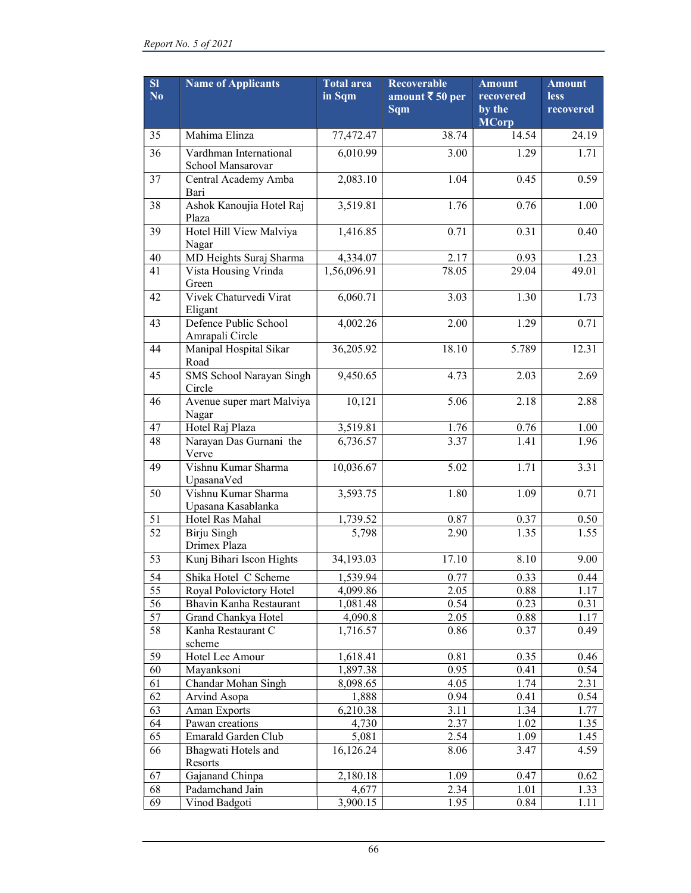| Sl No | Name of Applicants | Total area in Sqm | Recoverable amount ₹ 50 per Sqm | Amount recovered by the MCorp | Amount less recovered |
|---|---|---|---|---|---|
| 35 | Mahima Elinza | 77,472.47 | 38.74 | 14.54 | 24.19 |
| 36 | Vardhman International School Mansarovar | 6,010.99 | 3.00 | 1.29 | 1.71 |
| 37 | Central Academy Amba Bari | 2,083.10 | 1.04 | 0.45 | 0.59 |
| 38 | Ashok Kanoujia Hotel Raj Plaza | 3,519.81 | 1.76 | 0.76 | 1.00 |
| 39 | Hotel Hill View Malviya Nagar | 1,416.85 | 0.71 | 0.31 | 0.40 |
| 40 | MD Heights Suraj Sharma | 4,334.07 | 2.17 | 0.93 | 1.23 |
| 41 | Vista Housing Vrinda Green | 1,56,096.91 | 78.05 | 29.04 | 49.01 |
| 42 | Vivek Chaturvedi Virat Eligant | 6,060.71 | 3.03 | 1.30 | 1.73 |
| 43 | Defence Public School Amrapali Circle | 4,002.26 | 2.00 | 1.29 | 0.71 |
| 44 | Manipal Hospital Sikar Road | 36,205.92 | 18.10 | 5.789 | 12.31 |
| 45 | SMS School Narayan Singh Circle | 9,450.65 | 4.73 | 2.03 | 2.69 |
| 46 | Avenue super mart Malviya Nagar | 10,121 | 5.06 | 2.18 | 2.88 |
| 47 | Hotel Raj Plaza | 3,519.81 | 1.76 | 0.76 | 1.00 |
| 48 | Narayan Das Gurnani the Verve | 6,736.57 | 3.37 | 1.41 | 1.96 |
| 49 | Vishnu Kumar Sharma UpasanaVed | 10,036.67 | 5.02 | 1.71 | 3.31 |
| 50 | Vishnu Kumar Sharma Upasana Kasablanka | 3,593.75 | 1.80 | 1.09 | 0.71 |
| 51 | Hotel Ras Mahal | 1,739.52 | 0.87 | 0.37 | 0.50 |
| 52 | Birju Singh Drimex Plaza | 5,798 | 2.90 | 1.35 | 1.55 |
| 53 | Kunj Bihari Iscon Hights | 34,193.03 | 17.10 | 8.10 | 9.00 |
| 54 | Shika Hotel C Scheme | 1,539.94 | 0.77 | 0.33 | 0.44 |
| 55 | Royal Polovictory Hotel | 4,099.86 | 2.05 | 0.88 | 1.17 |
| 56 | Bhavin Kanha Restaurant | 1,081.48 | 0.54 | 0.23 | 0.31 |
| 57 | Grand Chankya Hotel | 4,090.8 | 2.05 | 0.88 | 1.17 |
| 58 | Kanha Restaurant C scheme | 1,716.57 | 0.86 | 0.37 | 0.49 |
| 59 | Hotel Lee Amour | 1,618.41 | 0.81 | 0.35 | 0.46 |
| 60 | Mayanksoni | 1,897.38 | 0.95 | 0.41 | 0.54 |
| 61 | Chandar Mohan Singh | 8,098.65 | 4.05 | 1.74 | 2.31 |
| 62 | Arvind Asopa | 1,888 | 0.94 | 0.41 | 0.54 |
| 63 | Aman Exports | 6,210.38 | 3.11 | 1.34 | 1.77 |
| 64 | Pawan creations | 4,730 | 2.37 | 1.02 | 1.35 |
| 65 | Emarald Garden Club | 5,081 | 2.54 | 1.09 | 1.45 |
| 66 | Bhagwati Hotels and Resorts | 16,126.24 | 8.06 | 3.47 | 4.59 |
| 67 | Gajanand Chinpa | 2,180.18 | 1.09 | 0.47 | 0.62 |
| 68 | Padamchand Jain | 4,677 | 2.34 | 1.01 | 1.33 |
| 69 | Vinod Badgoti | 3,900.15 | 1.95 | 0.84 | 1.11 |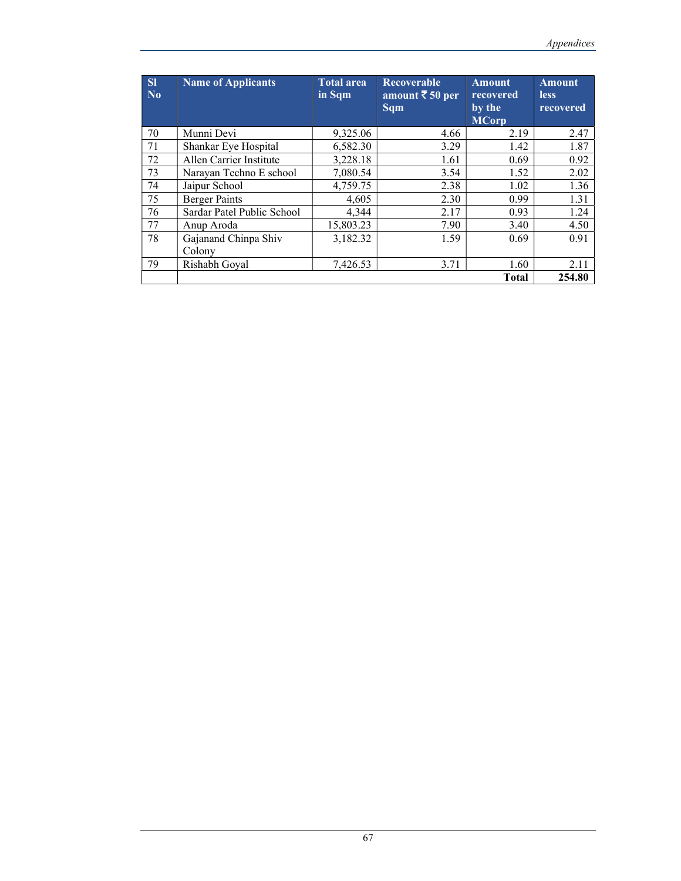| Sl No | Name of Applicants | Total area in Sqm | Recoverable amount ₹ 50 per Sqm | Amount recovered by the MCorp | Amount less recovered |
|---|---|---|---|---|---|
| 70 | Munni Devi | 9,325.06 | 4.66 | 2.19 | 2.47 |
| 71 | Shankar Eye Hospital | 6,582.30 | 3.29 | 1.42 | 1.87 |
| 72 | Allen Carrier Institute | 3,228.18 | 1.61 | 0.69 | 0.92 |
| 73 | Narayan Techno E school | 7,080.54 | 3.54 | 1.52 | 2.02 |
| 74 | Jaipur School | 4,759.75 | 2.38 | 1.02 | 1.36 |
| 75 | Berger Paints | 4,605 | 2.30 | 0.99 | 1.31 |
| 76 | Sardar Patel Public School | 4,344 | 2.17 | 0.93 | 1.24 |
| 77 | Anup Aroda | 15,803.23 | 7.90 | 3.40 | 4.50 |
| 78 | Gajanand Chinpa Shiv Colony | 3,182.32 | 1.59 | 0.69 | 0.91 |
| 79 | Rishabh Goyal | 7,426.53 | 3.71 | 1.60 | 2.11 |
| | | | | **Total** | **254.80** |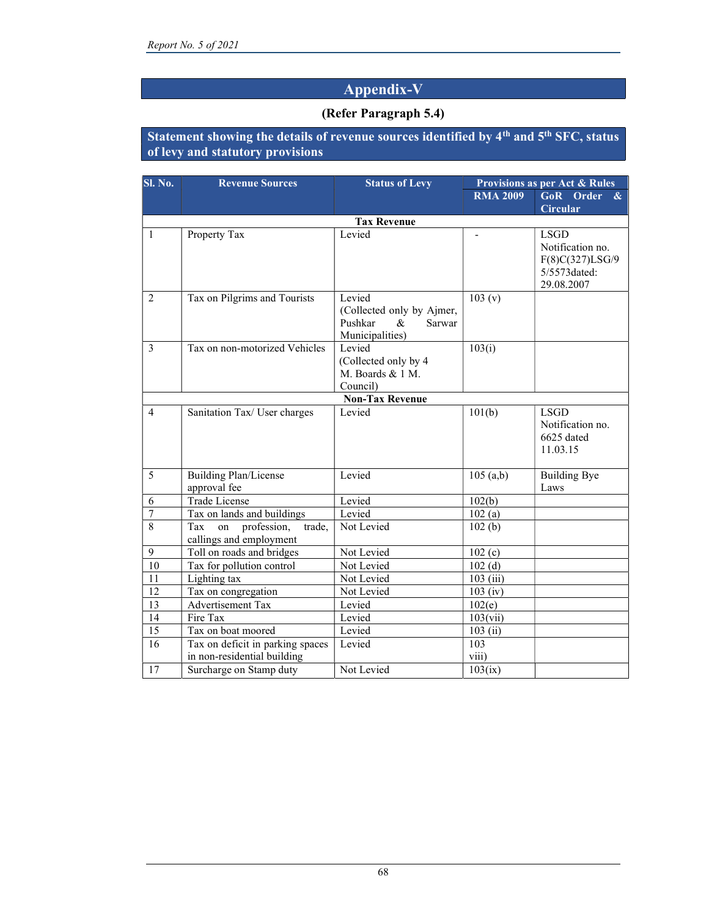# Appendix-V

**(Refer Paragraph 5.4)**

**Statement showing the details of revenue sources identified by 4th and 5th SFC, status of levy and statutory provisions**

| Sl. No. | Revenue Sources | Status of Levy | Provisions as per Act & Rules | |
|---|---|---|---|---|
| | | | RMA 2009 | GoR Order & Circular |
| | | **Tax Revenue** | | |
| 1 | Property Tax | Levied | - | LSGD Notification no. F(8)C(327)LSG/95/5573dated: 29.08.2007 |
| 2 | Tax on Pilgrims and Tourists | Levied (Collected only by Ajmer, Pushkar & Sarwar Municipalities) | 103 (v) | |
| 3 | Tax on non-motorized Vehicles | Levied (Collected only by 4 M. Boards & 1 M. Council) | 103(i) | |
| | | **Non-Tax Revenue** | | |
| 4 | Sanitation Tax/ User charges | Levied | 101(b) | LSGD Notification no. 6625 dated 11.03.15 |
| 5 | Building Plan/License approval fee | Levied | 105 (a,b) | Building Bye Laws |
| 6 | Trade License | Levied | 102(b) | |
| 7 | Tax on lands and buildings | Levied | 102 (a) | |
| 8 | Tax on profession, trade, callings and employment | Not Levied | 102 (b) | |
| 9 | Toll on roads and bridges | Not Levied | 102 (c) | |
| 10 | Tax for pollution control | Not Levied | 102 (d) | |
| 11 | Lighting tax | Not Levied | 103 (iii) | |
| 12 | Tax on congregation | Not Levied | 103 (iv) | |
| 13 | Advertisement Tax | Levied | 102(e) | |
| 14 | Fire Tax | Levied | 103(vii) | |
| 15 | Tax on boat moored | Levied | 103 (ii) | |
| 16 | Tax on deficit in parking spaces in non-residential building | Levied | 103 viii) | |
| 17 | Surcharge on Stamp duty | Not Levied | 103(ix) | |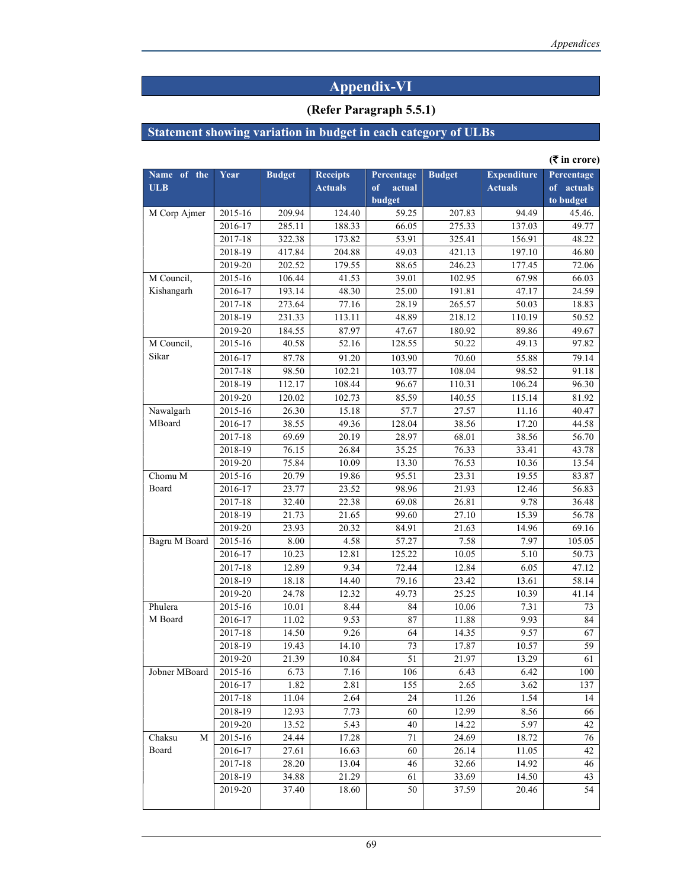# Appendix-VI

**(Refer Paragraph 5.5.1)**

## Statement showing variation in budget in each category of ULBs

**(₹ in crore)**

| Name of the ULB | Year | Budget | Receipts Actuals | Percentage of actual budget | Budget | Expenditure Actuals | Percentage of actuals to budget |
|---|---|---|---|---|---|---|---|
| M Corp Ajmer | 2015-16 | 209.94 | 124.40 | 59.25 | 207.83 | 94.49 | 45.46. |
| | 2016-17 | 285.11 | 188.33 | 66.05 | 275.33 | 137.03 | 49.77 |
| | 2017-18 | 322.38 | 173.82 | 53.91 | 325.41 | 156.91 | 48.22 |
| | 2018-19 | 417.84 | 204.88 | 49.03 | 421.13 | 197.10 | 46.80 |
| | 2019-20 | 202.52 | 179.55 | 88.65 | 246.23 | 177.45 | 72.06 |
| M Council, Kishangarh | 2015-16 | 106.44 | 41.53 | 39.01 | 102.95 | 67.98 | 66.03 |
| | 2016-17 | 193.14 | 48.30 | 25.00 | 191.81 | 47.17 | 24.59 |
| | 2017-18 | 273.64 | 77.16 | 28.19 | 265.57 | 50.03 | 18.83 |
| | 2018-19 | 231.33 | 113.11 | 48.89 | 218.12 | 110.19 | 50.52 |
| | 2019-20 | 184.55 | 87.97 | 47.67 | 180.92 | 89.86 | 49.67 |
| M Council, Sikar | 2015-16 | 40.58 | 52.16 | 128.55 | 50.22 | 49.13 | 97.82 |
| | 2016-17 | 87.78 | 91.20 | 103.90 | 70.60 | 55.88 | 79.14 |
| | 2017-18 | 98.50 | 102.21 | 103.77 | 108.04 | 98.52 | 91.18 |
| | 2018-19 | 112.17 | 108.44 | 96.67 | 110.31 | 106.24 | 96.30 |
| | 2019-20 | 120.02 | 102.73 | 85.59 | 140.55 | 115.14 | 81.92 |
| Nawalgarh MBoard | 2015-16 | 26.30 | 15.18 | 57.7 | 27.57 | 11.16 | 40.47 |
| | 2016-17 | 38.55 | 49.36 | 128.04 | 38.56 | 17.20 | 44.58 |
| | 2017-18 | 69.69 | 20.19 | 28.97 | 68.01 | 38.56 | 56.70 |
| | 2018-19 | 76.15 | 26.84 | 35.25 | 76.33 | 33.41 | 43.78 |
| | 2019-20 | 75.84 | 10.09 | 13.30 | 76.53 | 10.36 | 13.54 |
| Chomu M Board | 2015-16 | 20.79 | 19.86 | 95.51 | 23.31 | 19.55 | 83.87 |
| | 2016-17 | 23.77 | 23.52 | 98.96 | 21.93 | 12.46 | 56.83 |
| | 2017-18 | 32.40 | 22.38 | 69.08 | 26.81 | 9.78 | 36.48 |
| | 2018-19 | 21.73 | 21.65 | 99.60 | 27.10 | 15.39 | 56.78 |
| | 2019-20 | 23.93 | 20.32 | 84.91 | 21.63 | 14.96 | 69.16 |
| Bagru M Board | 2015-16 | 8.00 | 4.58 | 57.27 | 7.58 | 7.97 | 105.05 |
| | 2016-17 | 10.23 | 12.81 | 125.22 | 10.05 | 5.10 | 50.73 |
| | 2017-18 | 12.89 | 9.34 | 72.44 | 12.84 | 6.05 | 47.12 |
| | 2018-19 | 18.18 | 14.40 | 79.16 | 23.42 | 13.61 | 58.14 |
| | 2019-20 | 24.78 | 12.32 | 49.73 | 25.25 | 10.39 | 41.14 |
| Phulera M Board | 2015-16 | 10.01 | 8.44 | 84 | 10.06 | 7.31 | 73 |
| | 2016-17 | 11.02 | 9.53 | 87 | 11.88 | 9.93 | 84 |
| | 2017-18 | 14.50 | 9.26 | 64 | 14.35 | 9.57 | 67 |
| | 2018-19 | 19.43 | 14.10 | 73 | 17.87 | 10.57 | 59 |
| | 2019-20 | 21.39 | 10.84 | 51 | 21.97 | 13.29 | 61 |
| Jobner MBoard | 2015-16 | 6.73 | 7.16 | 106 | 6.43 | 6.42 | 100 |
| | 2016-17 | 1.82 | 2.81 | 155 | 2.65 | 3.62 | 137 |
| | 2017-18 | 11.04 | 2.64 | 24 | 11.26 | 1.54 | 14 |
| | 2018-19 | 12.93 | 7.73 | 60 | 12.99 | 8.56 | 66 |
| | 2019-20 | 13.52 | 5.43 | 40 | 14.22 | 5.97 | 42 |
| Chaksu M Board | 2015-16 | 24.44 | 17.28 | 71 | 24.69 | 18.72 | 76 |
| | 2016-17 | 27.61 | 16.63 | 60 | 26.14 | 11.05 | 42 |
| | 2017-18 | 28.20 | 13.04 | 46 | 32.66 | 14.92 | 46 |
| | 2018-19 | 34.88 | 21.29 | 61 | 33.69 | 14.50 | 43 |
| | 2019-20 | 37.40 | 18.60 | 50 | 37.59 | 20.46 | 54 |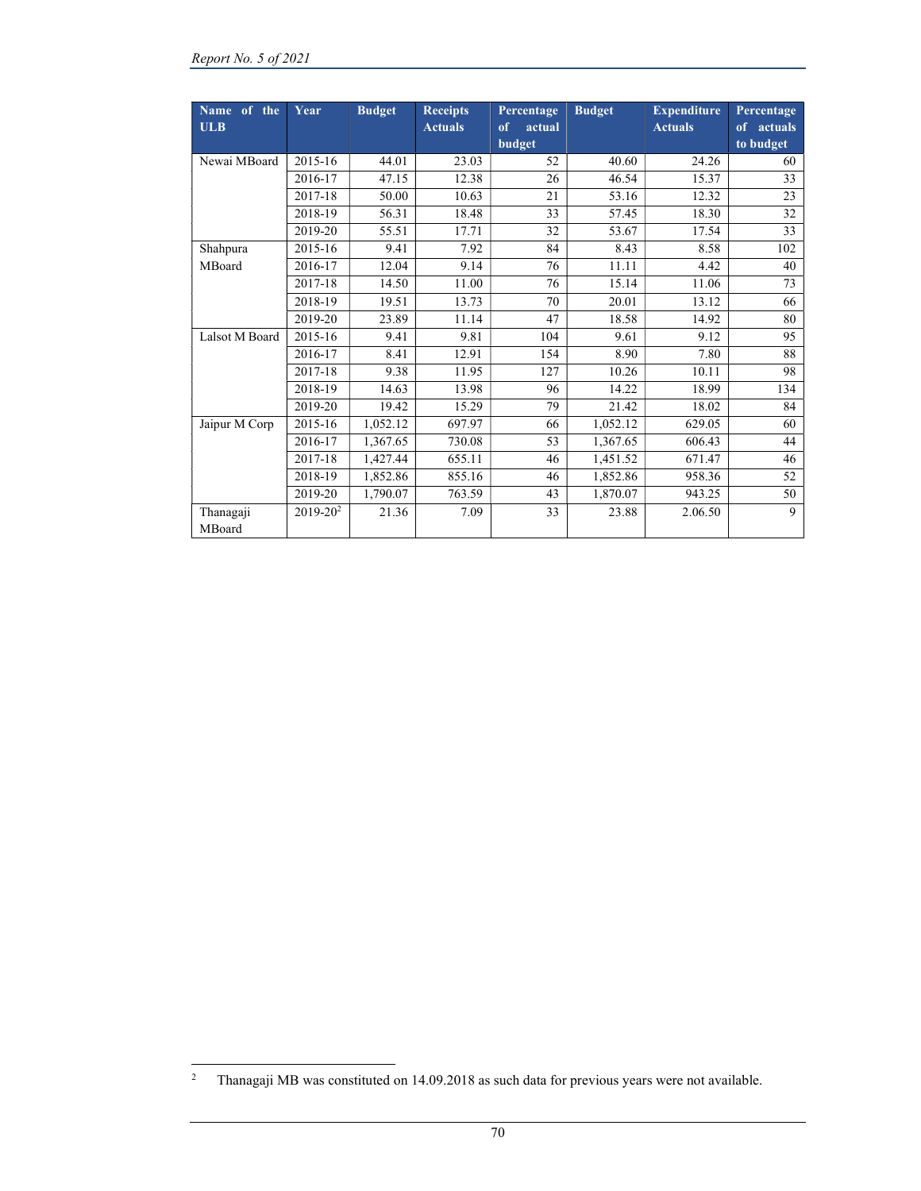| Name of the ULB | Year | Budget | Receipts Actuals | Percentage of actual budget | Budget | Expenditure Actuals | Percentage of actuals to budget |
|---|---|---|---|---|---|---|---|
| Newai MBoard | 2015-16 | 44.01 | 23.03 | 52 | 40.60 | 24.26 | 60 |
| | 2016-17 | 47.15 | 12.38 | 26 | 46.54 | 15.37 | 33 |
| | 2017-18 | 50.00 | 10.63 | 21 | 53.16 | 12.32 | 23 |
| | 2018-19 | 56.31 | 18.48 | 33 | 57.45 | 18.30 | 32 |
| | 2019-20 | 55.51 | 17.71 | 32 | 53.67 | 17.54 | 33 |
| Shahpura MBoard | 2015-16 | 9.41 | 7.92 | 84 | 8.43 | 8.58 | 102 |
| | 2016-17 | 12.04 | 9.14 | 76 | 11.11 | 4.42 | 40 |
| | 2017-18 | 14.50 | 11.00 | 76 | 15.14 | 11.06 | 73 |
| | 2018-19 | 19.51 | 13.73 | 70 | 20.01 | 13.12 | 66 |
| | 2019-20 | 23.89 | 11.14 | 47 | 18.58 | 14.92 | 80 |
| Lalsot M Board | 2015-16 | 9.41 | 9.81 | 104 | 9.61 | 9.12 | 95 |
| | 2016-17 | 8.41 | 12.91 | 154 | 8.90 | 7.80 | 88 |
| | 2017-18 | 9.38 | 11.95 | 127 | 10.26 | 10.11 | 98 |
| | 2018-19 | 14.63 | 13.98 | 96 | 14.22 | 18.99 | 134 |
| | 2019-20 | 19.42 | 15.29 | 79 | 21.42 | 18.02 | 84 |
| Jaipur M Corp | 2015-16 | 1,052.12 | 697.97 | 66 | 1,052.12 | 629.05 | 60 |
| | 2016-17 | 1,367.65 | 730.08 | 53 | 1,367.65 | 606.43 | 44 |
| | 2017-18 | 1,427.44 | 655.11 | 46 | 1,451.52 | 671.47 | 46 |
| | 2018-19 | 1,852.86 | 855.16 | 46 | 1,852.86 | 958.36 | 52 |
| | 2019-20 | 1,790.07 | 763.59 | 43 | 1,870.07 | 943.25 | 50 |
| Thanagaji MBoard | 2019-20[2] | 21.36 | 7.09 | 33 | 23.88 | 2.06.50 | 9 |

[2] Thanagaji MB was constituted on 14.09.2018 as such data for previous years were not available.